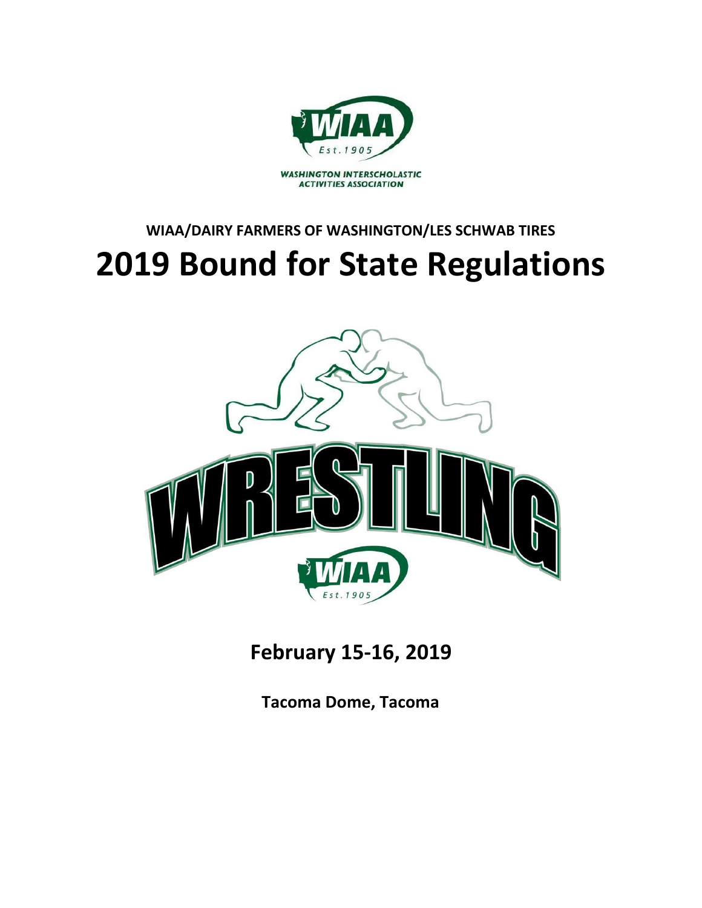WASHINGTON INTERSCHOLASTIC ACTIVITIES ASSOCIATION

**WIAA/DAIRY FARMERS OF WASHINGTON/LES SCHWAB TIRES**

# 2019 Bound for State Regulations

WRESTLING

**February 15-16, 2019**

**Tacoma Dome, Tacoma**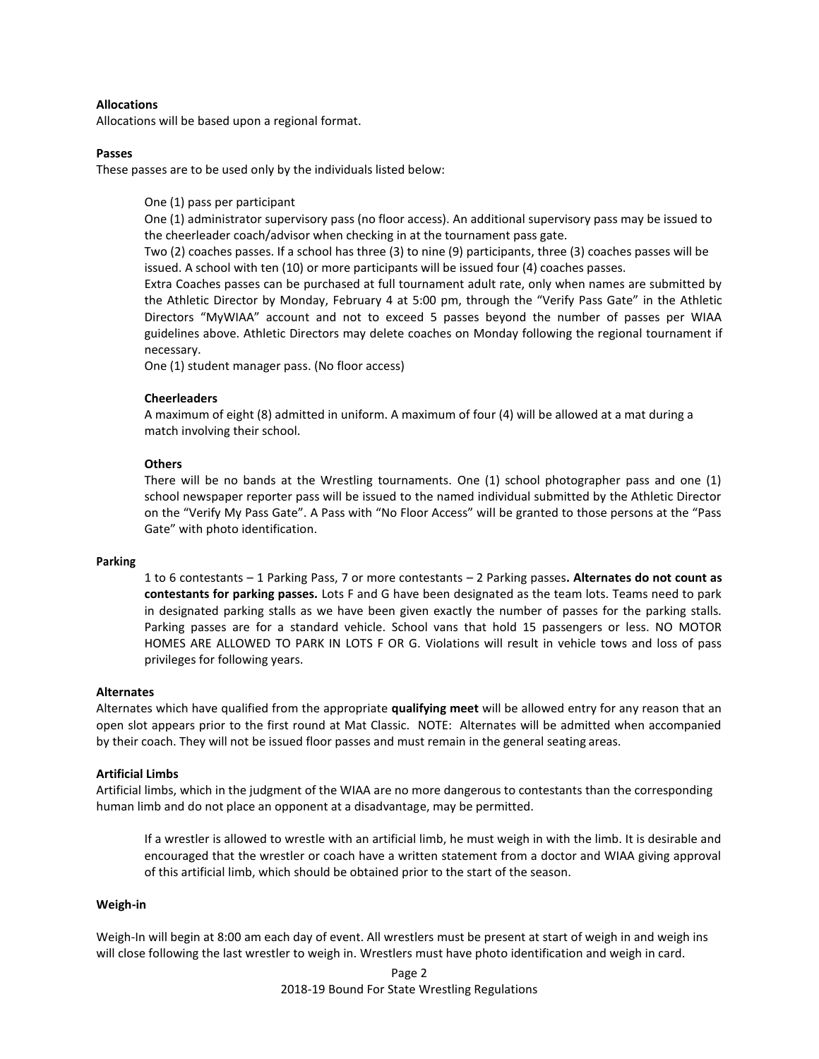**Allocations**

Allocations will be based upon a regional format.

**Passes**

These passes are to be used only by the individuals listed below:

One (1) pass per participant

One (1) administrator supervisory pass (no floor access). An additional supervisory pass may be issued to the cheerleader coach/advisor when checking in at the tournament pass gate.

Two (2) coaches passes. If a school has three (3) to nine (9) participants, three (3) coaches passes will be issued. A school with ten (10) or more participants will be issued four (4) coaches passes.

Extra Coaches passes can be purchased at full tournament adult rate, only when names are submitted by the Athletic Director by Monday, February 4 at 5:00 pm, through the "Verify Pass Gate" in the Athletic Directors "MyWIAA" account and not to exceed 5 passes beyond the number of passes per WIAA guidelines above. Athletic Directors may delete coaches on Monday following the regional tournament if necessary.

One (1) student manager pass. (No floor access)

**Cheerleaders**

A maximum of eight (8) admitted in uniform. A maximum of four (4) will be allowed at a mat during a match involving their school.

**Others**

There will be no bands at the Wrestling tournaments. One (1) school photographer pass and one (1) school newspaper reporter pass will be issued to the named individual submitted by the Athletic Director on the "Verify My Pass Gate". A Pass with "No Floor Access" will be granted to those persons at the "Pass Gate" with photo identification.

**Parking**

1 to 6 contestants – 1 Parking Pass, 7 or more contestants – 2 Parking passes**. Alternates do not count as contestants for parking passes.** Lots F and G have been designated as the team lots. Teams need to park in designated parking stalls as we have been given exactly the number of passes for the parking stalls. Parking passes are for a standard vehicle. School vans that hold 15 passengers or less. NO MOTOR HOMES ARE ALLOWED TO PARK IN LOTS F OR G. Violations will result in vehicle tows and loss of pass privileges for following years.

**Alternates**

Alternates which have qualified from the appropriate **qualifying meet** will be allowed entry for any reason that an open slot appears prior to the first round at Mat Classic. NOTE: Alternates will be admitted when accompanied by their coach. They will not be issued floor passes and must remain in the general seating areas.

**Artificial Limbs**

Artificial limbs, which in the judgment of the WIAA are no more dangerous to contestants than the corresponding human limb and do not place an opponent at a disadvantage, may be permitted.

If a wrestler is allowed to wrestle with an artificial limb, he must weigh in with the limb. It is desirable and encouraged that the wrestler or coach have a written statement from a doctor and WIAA giving approval of this artificial limb, which should be obtained prior to the start of the season.

**Weigh-in**

Weigh-In will begin at 8:00 am each day of event. All wrestlers must be present at start of weigh in and weigh ins will close following the last wrestler to weigh in. Wrestlers must have photo identification and weigh in card.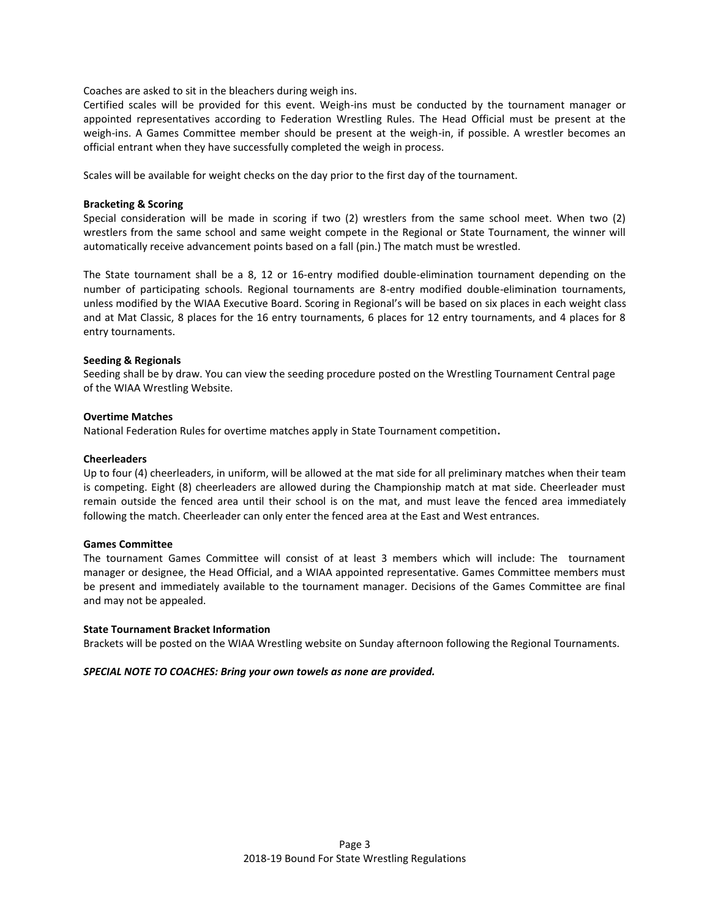Coaches are asked to sit in the bleachers during weigh ins.

Certified scales will be provided for this event. Weigh-ins must be conducted by the tournament manager or appointed representatives according to Federation Wrestling Rules. The Head Official must be present at the weigh-ins. A Games Committee member should be present at the weigh-in, if possible. A wrestler becomes an official entrant when they have successfully completed the weigh in process.

Scales will be available for weight checks on the day prior to the first day of the tournament.

**Bracketing & Scoring**

Special consideration will be made in scoring if two (2) wrestlers from the same school meet. When two (2) wrestlers from the same school and same weight compete in the Regional or State Tournament, the winner will automatically receive advancement points based on a fall (pin.) The match must be wrestled.

The State tournament shall be a 8, 12 or 16-entry modified double-elimination tournament depending on the number of participating schools. Regional tournaments are 8-entry modified double-elimination tournaments, unless modified by the WIAA Executive Board. Scoring in Regional's will be based on six places in each weight class and at Mat Classic, 8 places for the 16 entry tournaments, 6 places for 12 entry tournaments, and 4 places for 8 entry tournaments.

**Seeding & Regionals**

Seeding shall be by draw. You can view the seeding procedure posted on the Wrestling Tournament Central page of the WIAA Wrestling Website.

**Overtime Matches**

National Federation Rules for overtime matches apply in State Tournament competition**.**

**Cheerleaders**

Up to four (4) cheerleaders, in uniform, will be allowed at the mat side for all preliminary matches when their team is competing. Eight (8) cheerleaders are allowed during the Championship match at mat side. Cheerleader must remain outside the fenced area until their school is on the mat, and must leave the fenced area immediately following the match. Cheerleader can only enter the fenced area at the East and West entrances.

**Games Committee**

The tournament Games Committee will consist of at least 3 members which will include: The tournament manager or designee, the Head Official, and a WIAA appointed representative. Games Committee members must be present and immediately available to the tournament manager. Decisions of the Games Committee are final and may not be appealed.

**State Tournament Bracket Information**

Brackets will be posted on the WIAA Wrestling website on Sunday afternoon following the Regional Tournaments.

***SPECIAL NOTE TO COACHES: Bring your own towels as none are provided.***